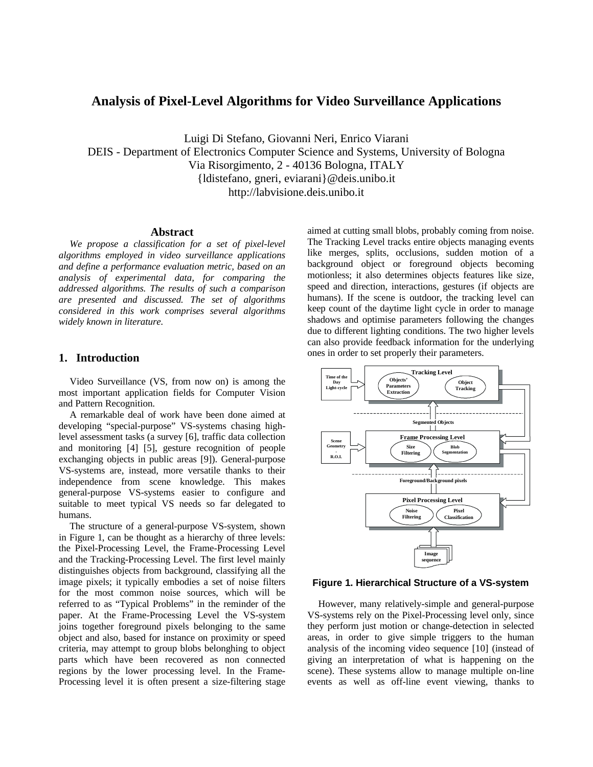# Analysis of Pixel-Level Algorithms for Video Surveillance Applications

Luigi Di Stefano, Giovanni Neri, Enrico Viarani
DEIS - Department of Electronics Computer Science and Systems, University of Bologna
Via Risorgimento, 2 - 40136 Bologna, ITALY
{ldistefano, gneri, eviarani}@deis.unibo.it
http://labvisione.deis.unibo.it

## Abstract

*We propose a classification for a set of pixel-level algorithms employed in video surveillance applications and define a performance evaluation metric, based on an analysis of experimental data, for comparing the addressed algorithms. The results of such a comparison are presented and discussed. The set of algorithms considered in this work comprises several algorithms widely known in literature.*

## 1. Introduction

Video Surveillance (VS, from now on) is among the most important application fields for Computer Vision and Pattern Recognition.

A remarkable deal of work have been done aimed at developing "special-purpose" VS-systems chasing high-level assessment tasks (a survey [6], traffic data collection and monitoring [4] [5], gesture recognition of people exchanging objects in public areas [9]). General-purpose VS-systems are, instead, more versatile thanks to their independence from scene knowledge. This makes general-purpose VS-systems easier to configure and suitable to meet typical VS needs so far delegated to humans.

The structure of a general-purpose VS-system, shown in Figure 1, can be thought as a hierarchy of three levels: the Pixel-Processing Level, the Frame-Processing Level and the Tracking-Processing Level. The first level mainly distinguishes objects from background, classifying all the image pixels; it typically embodies a set of noise filters for the most common noise sources, which will be referred to as "Typical Problems" in the reminder of the paper. At the Frame-Processing Level the VS-system joins together foreground pixels belonging to the same object and also, based for instance on proximity or speed criteria, may attempt to group blobs belonging to object parts which have been recovered as non connected regions by the lower processing level. In the Frame-Processing level it is often present a size-filtering stage aimed at cutting small blobs, probably coming from noise. The Tracking Level tracks entire objects managing events like merges, splits, occlusions, sudden motion of a background object or foreground objects becoming motionless; it also determines objects features like size, speed and direction, interactions, gestures (if objects are humans). If the scene is outdoor, the tracking level can keep count of the daytime light cycle in order to manage shadows and optimise parameters following the changes due to different lighting conditions. The two higher levels can also provide feedback information for the underlying ones in order to set properly their parameters.

**Figure 1. Hierarchical Structure of a VS-system**

However, many relatively-simple and general-purpose VS-systems rely on the Pixel-Processing level only, since they perform just motion or change-detection in selected areas, in order to give simple triggers to the human analysis of the incoming video sequence [10] (instead of giving an interpretation of what is happening on the scene). These systems allow to manage multiple on-line events as well as off-line event viewing, thanks to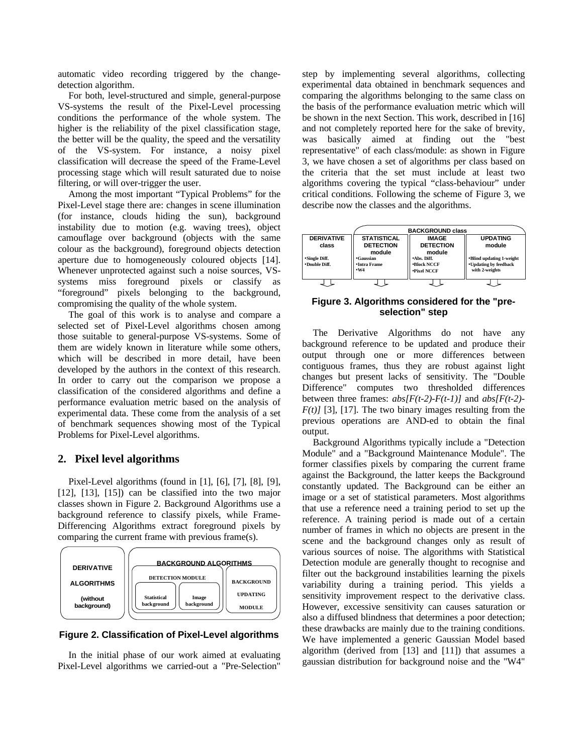automatic video recording triggered by the change-detection algorithm.

For both, level-structured and simple, general-purpose VS-systems the result of the Pixel-Level processing conditions the performance of the whole system. The higher is the reliability of the pixel classification stage, the better will be the quality, the speed and the versatility of the VS-system. For instance, a noisy pixel classification will decrease the speed of the Frame-Level processing stage which will result saturated due to noise filtering, or will over-trigger the user.

Among the most important "Typical Problems" for the Pixel-Level stage there are: changes in scene illumination (for instance, clouds hiding the sun), background instability due to motion (e.g. waving trees), object camouflage over background (objects with the same colour as the background), foreground objects detection aperture due to homogeneously coloured objects [14]. Whenever unprotected against such a noise sources, VS-systems miss foreground pixels or classify as "foreground" pixels belonging to the background, compromising the quality of the whole system.

The goal of this work is to analyse and compare a selected set of Pixel-Level algorithms chosen among those suitable to general-purpose VS-systems. Some of them are widely known in literature while some others, which will be described in more detail, have been developed by the authors in the context of this research. In order to carry out the comparison we propose a classification of the considered algorithms and define a performance evaluation metric based on the analysis of experimental data. These come from the analysis of a set of benchmark sequences showing most of the Typical Problems for Pixel-Level algorithms.

## 2. Pixel level algorithms

Pixel-Level algorithms (found in [1], [6], [7], [8], [9], [12], [13], [15]) can be classified into the two major classes shown in Figure 2. Background Algorithms use a background reference to classify pixels, while Frame-Differencing Algorithms extract foreground pixels by comparing the current frame with previous frame(s).

| DERIVATIVE ALGORITHMS (without background) | BACKGROUND ALGORITHMS | | |
|---|---|---|---|
| | DETECTION MODULE | | BACKGROUND UPDATING MODULE |
| | Statistical background | Image background | |

**Figure 2. Classification of Pixel-Level algorithms**

In the initial phase of our work aimed at evaluating Pixel-Level algorithms we carried-out a "Pre-Selection" step by implementing several algorithms, collecting experimental data obtained in benchmark sequences and comparing the algorithms belonging to the same class on the basis of the performance evaluation metric which will be shown in the next Section. This work, described in [16] and not completely reported here for the sake of brevity, was basically aimed at finding out the "best representative" of each class/module: as shown in Figure 3, we have chosen a set of algorithms per class based on the criteria that the set must include at least two algorithms covering the typical "class-behaviour" under critical conditions. Following the scheme of Figure 3, we describe now the classes and the algorithms.

| | BACKGROUND class | | |
|---|---|---|---|
| DERIVATIVE class | STATISTICAL DETECTION module | IMAGE DETECTION module | UPDATING module |
| •Single Diff.<br>•Double Diff. | •Gaussian<br>•Intra Frame<br>•W4 | •Abs. Diff.<br>•Block NCCF<br>•Pixel NCCF | •Blind updating 1-weight<br>•Updating by feedback with 2-weights |

**Figure 3. Algorithms considered for the "pre-selection" step**

The Derivative Algorithms do not have any background reference to be updated and produce their output through one or more differences between contiguous frames, thus they are robust against light changes but present lacks of sensitivity. The "Double Difference" computes two thresholded differences between three frames: *abs[F(t-2)-F(t-1)]* and *abs[F(t-2)-F(t)]* [3], [17]. The two binary images resulting from the previous operations are AND-ed to obtain the final output.

Background Algorithms typically include a "Detection Module" and a "Background Maintenance Module". The former classifies pixels by comparing the current frame against the Background, the latter keeps the Background constantly updated. The Background can be either an image or a set of statistical parameters. Most algorithms that use a reference need a training period to set up the reference. A training period is made out of a certain number of frames in which no objects are present in the scene and the background changes only as result of various sources of noise. The algorithms with Statistical Detection module are generally thought to recognise and filter out the background instabilities learning the pixels variability during a training period. This yields a sensitivity improvement respect to the derivative class. However, excessive sensitivity can causes saturation or also a diffused blindness that determines a poor detection; these drawbacks are mainly due to the training conditions. We have implemented a generic Gaussian Model based algorithm (derived from [13] and [11]) that assumes a gaussian distribution for background noise and the "W4"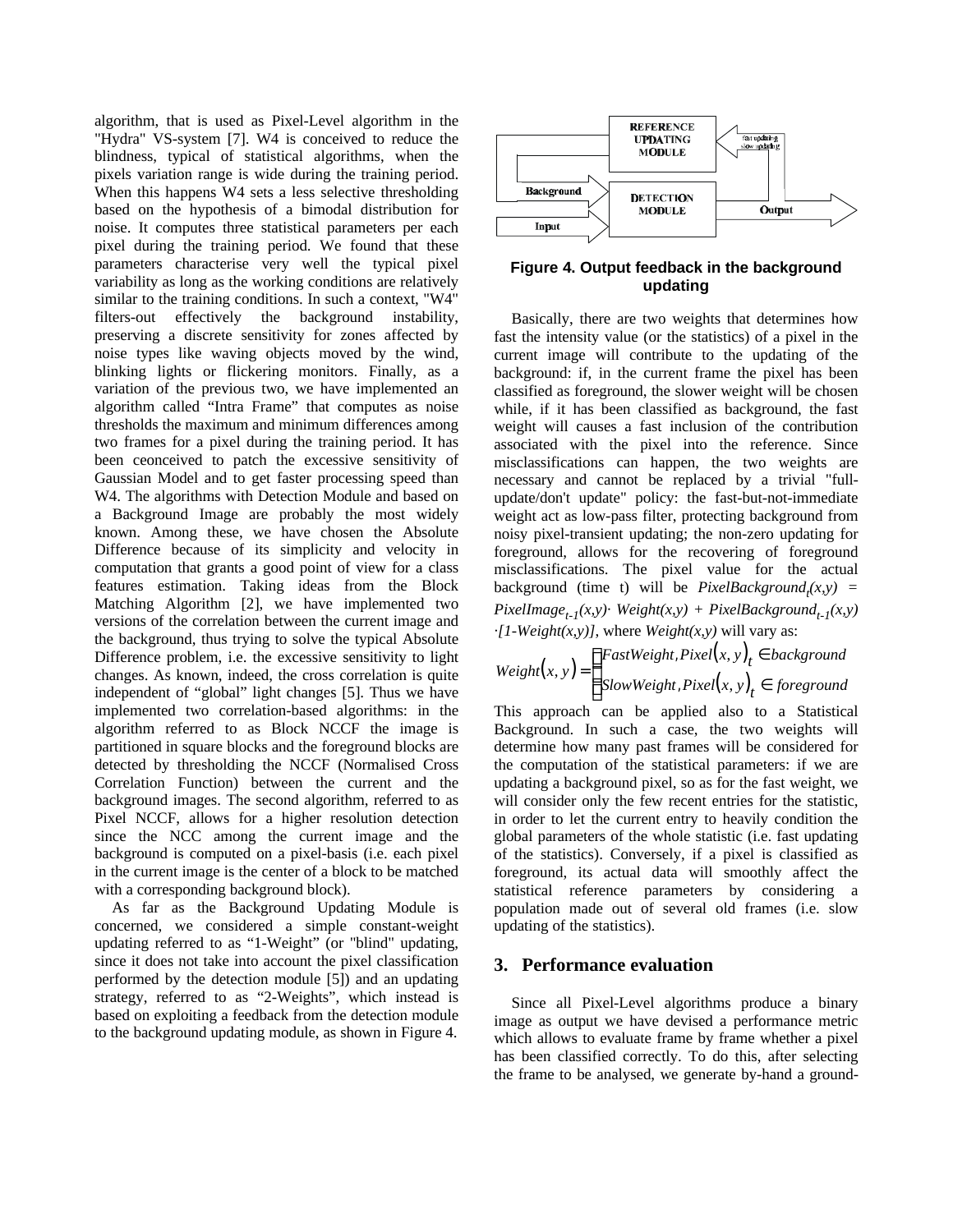algorithm, that is used as Pixel-Level algorithm in the "Hydra" VS-system [7]. W4 is conceived to reduce the blindness, typical of statistical algorithms, when the pixels variation range is wide during the training period. When this happens W4 sets a less selective thresholding based on the hypothesis of a bimodal distribution for noise. It computes three statistical parameters per each pixel during the training period. We found that these parameters characterise very well the typical pixel variability as long as the working conditions are relatively similar to the training conditions. In such a context, "W4" filters-out effectively the background instability, preserving a discrete sensitivity for zones affected by noise types like waving objects moved by the wind, blinking lights or flickering monitors. Finally, as a variation of the previous two, we have implemented an algorithm called "Intra Frame" that computes as noise thresholds the maximum and minimum differences among two frames for a pixel during the training period. It has been ceonceived to patch the excessive sensitivity of Gaussian Model and to get faster processing speed than W4. The algorithms with Detection Module and based on a Background Image are probably the most widely known. Among these, we have chosen the Absolute Difference because of its simplicity and velocity in computation that grants a good point of view for a class features estimation. Taking ideas from the Block Matching Algorithm [2], we have implemented two versions of the correlation between the current image and the background, thus trying to solve the typical Absolute Difference problem, i.e. the excessive sensitivity to light changes. As known, indeed, the cross correlation is quite independent of "global" light changes [5]. Thus we have implemented two correlation-based algorithms: in the algorithm referred to as Block NCCF the image is partitioned in square blocks and the foreground blocks are detected by thresholding the NCCF (Normalised Cross Correlation Function) between the current and the background images. The second algorithm, referred to as Pixel NCCF, allows for a higher resolution detection since the NCC among the current image and the background is computed on a pixel-basis (i.e. each pixel in the current image is the center of a block to be matched with a corresponding background block).

As far as the Background Updating Module is concerned, we considered a simple constant-weight updating referred to as "1-Weight" (or "blind" updating, since it does not take into account the pixel classification performed by the detection module [5]) and an updating strategy, referred to as "2-Weights", which instead is based on exploiting a feedback from the detection module to the background updating module, as shown in Figure 4.

**Figure 4. Output feedback in the background updating**

Basically, there are two weights that determines how fast the intensity value (or the statistics) of a pixel in the current image will contribute to the updating of the background: if, in the current frame the pixel has been classified as foreground, the slower weight will be chosen while, if it has been classified as background, the fast weight will causes a fast inclusion of the contribution associated with the pixel into the reference. Since misclassifications can happen, the two weights are necessary and cannot be replaced by a trivial "full-update/don't update" policy: the fast-but-not-immediate weight act as low-pass filter, protecting background from noisy pixel-transient updating; the non-zero updating for foreground, allows for the recovering of foreground misclassifications. The pixel value for the actual background (time t) will be $PixelBackground_t(x,y) = PixelImage_{t-1}(x,y) \cdot Weight(x,y) + PixelBackground_{t-1}(x,y) \cdot [1-Weight(x,y)]$, where $Weight(x,y)$ will vary as:

$$Weight(x,y) = \begin{cases} FastWeight, & Pixel(x,y)_t \in background \\ SlowWeight, & Pixel(x,y)_t \in foreground \end{cases}$$

This approach can be applied also to a Statistical Background. In such a case, the two weights will determine how many past frames will be considered for the computation of the statistical parameters: if we are updating a background pixel, so as for the fast weight, we will consider only the few recent entries for the statistic, in order to let the current entry to heavily condition the global parameters of the whole statistic (i.e. fast updating of the statistics). Conversely, if a pixel is classified as foreground, its actual data will smoothly affect the statistical reference parameters by considering a population made out of several old frames (i.e. slow updating of the statistics).

## 3. Performance evaluation

Since all Pixel-Level algorithms produce a binary image as output we have devised a performance metric which allows to evaluate frame by frame whether a pixel has been classified correctly. To do this, after selecting the frame to be analysed, we generate by-hand a ground-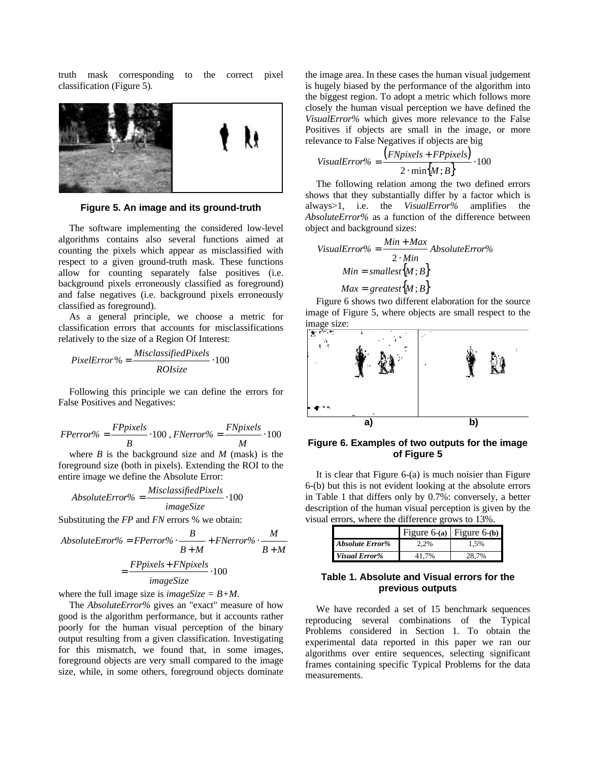truth mask corresponding to the correct pixel classification (Figure 5).

**Figure 5. An image and its ground-truth**

The software implementing the considered low-level algorithms contains also several functions aimed at counting the pixels which appear as misclassified with respect to a given ground-truth mask. These functions allow for counting separately false positives (i.e. background pixels erroneously classified as foreground) and false negatives (i.e. background pixels erroneously classified as foreground).

As a general principle, we choose a metric for classification errors that accounts for misclassifications relatively to the size of a Region Of Interest:

$$PixelError\% = \frac{MisclassifiedPixels}{ROIsize} \cdot 100$$

Following this principle we can define the errors for False Positives and Negatives:

$$FPerror\% = \frac{FPpixels}{B} \cdot 100 \text{ , } FNerror\% = \frac{FNpixels}{M} \cdot 100$$

where $B$ is the background size and $M$ (mask) is the foreground size (both in pixels). Extending the ROI to the entire image we define the Absolute Error:

$$AbsoluteError\% = \frac{MisclassifiedPixels}{imageSize} \cdot 100$$

Substituting the *FP* and *FN* errors % we obtain:

$$AbsoluteError\% = FPerror\% \cdot \frac{B}{B+M} + FNerror\% \cdot \frac{M}{B+M} = \frac{FPpixels + FNpixels}{imageSize} \cdot 100$$

where the full image size is $imageSize = B+M$.

The *AbsoluteError%* gives an "exact" measure of how good is the algorithm performance, but it accounts rather poorly for the human visual perception of the binary output resulting from a given classification. Investigating for this mismatch, we found that, in some images, foreground objects are very small compared to the image size, while, in some others, foreground objects dominate the image area. In these cases the human visual judgement is hugely biased by the performance of the algorithm into the biggest region. To adopt a metric which follows more closely the human visual perception we have defined the *VisualError%* which gives more relevance to the False Positives if objects are small in the image, or more relevance to False Negatives if objects are big

$$VisualError\% = \frac{(FNpixels + FPpixels)}{2 \cdot \min\{M ; B\}} \cdot 100$$

The following relation among the two defined errors shows that they substantially differ by a factor which is always>1, i.e. the *VisualError%* amplifies the *AbsoluteError%* as a function of the difference between object and background sizes:

$$VisualError\% = \frac{Min + Max}{2 \cdot Min} AbsoluteError\%$$

$$Min = smallest\{M ; B\}$$

$$Max = greatest\{M ; B\}$$

Figure 6 shows two different elaboration for the source image of Figure 5, where objects are small respect to the image size:

a) b)

**Figure 6. Examples of two outputs for the image of Figure 5**

It is clear that Figure 6-(a) is much noisier than Figure 6-(b) but this is not evident looking at the absolute errors in Table 1 that differs only by 0.7%: conversely, a better description of the human visual perception is given by the visual errors, where the difference grows to 13%.

| | Figure 6-(a) | Figure 6-(b) |
|---|---|---|
| *Absolute Error%* | 2,2% | 1,5% |
| *Visual Error%* | 41,7% | 28,7% |

**Table 1. Absolute and Visual errors for the previous outputs**

We have recorded a set of 15 benchmark sequences reproducing several combinations of the Typical Problems considered in Section 1. To obtain the experimental data reported in this paper we ran our algorithms over entire sequences, selecting significant frames containing specific Typical Problems for the data measurements.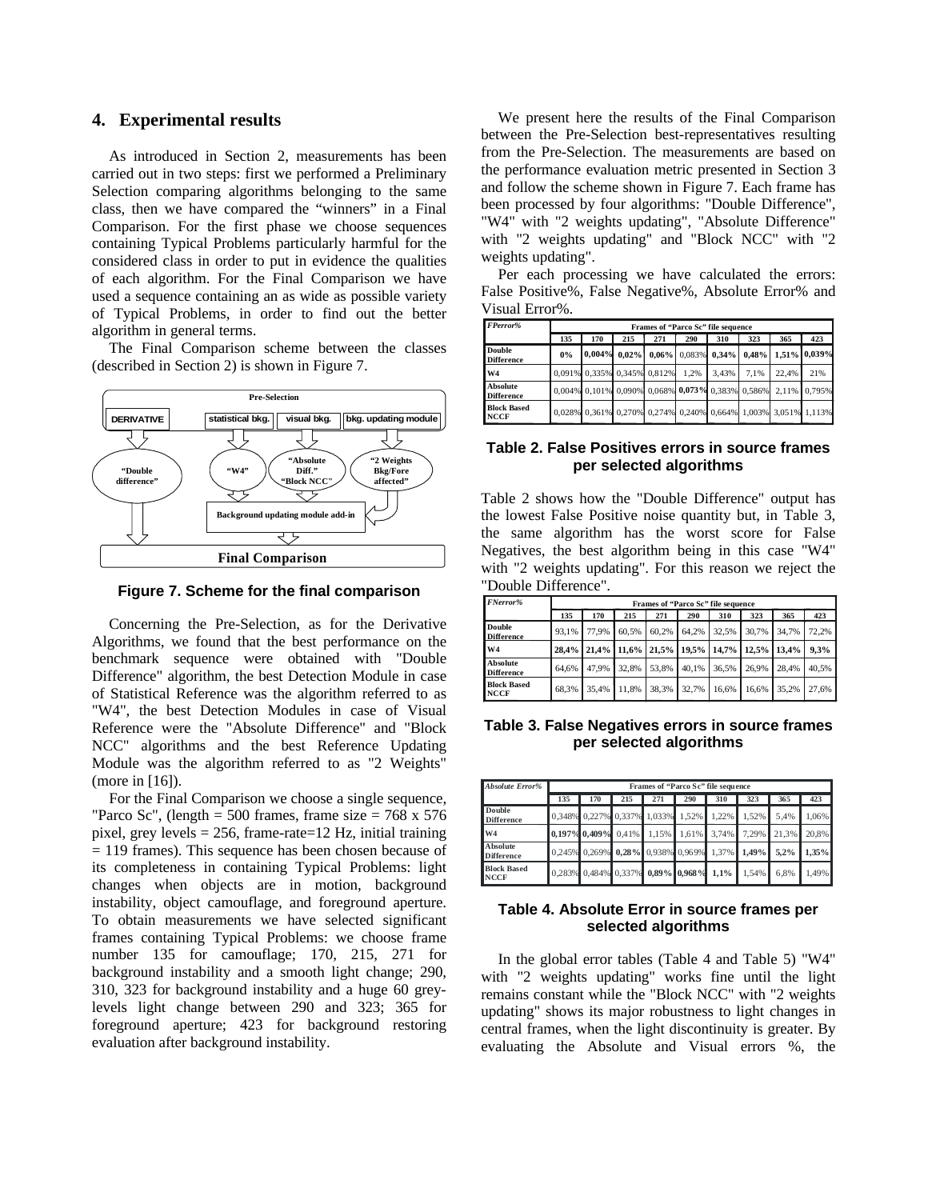## 4. Experimental results

As introduced in Section 2, measurements has been carried out in two steps: first we performed a Preliminary Selection comparing algorithms belonging to the same class, then we have compared the "winners" in a Final Comparison. For the first phase we choose sequences containing Typical Problems particularly harmful for the considered class in order to put in evidence the qualities of each algorithm. For the Final Comparison we have used a sequence containing an as wide as possible variety of Typical Problems, in order to find out the better algorithm in general terms.

The Final Comparison scheme between the classes (described in Section 2) is shown in Figure 7.

Pre-Selection

DERIVATIVE | statistical bkg. | visual bkg. | bkg. updating module

"Double difference" | "W4" | "Absolute Diff." "Block NCC" | "2 Weights Bkg/Fore affected"

Background updating module add-in

Final Comparison

**Figure 7. Scheme for the final comparison**

Concerning the Pre-Selection, as for the Derivative Algorithms, we found that the best performance on the benchmark sequence were obtained with "Double Difference" algorithm, the best Detection Module in case of Statistical Reference was the algorithm referred to as "W4", the best Detection Modules in case of Visual Reference were the "Absolute Difference" and "Block NCC" algorithms and the best Reference Updating Module was the algorithm referred to as "2 Weights" (more in [16]).

For the Final Comparison we choose a single sequence, "Parco Sc", (length = 500 frames, frame size = 768 x 576 pixel, grey levels = 256, frame-rate=12 Hz, initial training = 119 frames). This sequence has been chosen because of its completeness in containing Typical Problems: light changes when objects are in motion, background instability, object camouflage, and foreground aperture. To obtain measurements we have selected significant frames containing Typical Problems: we choose frame number 135 for camouflage; 170, 215, 271 for background instability and a smooth light change; 290, 310, 323 for background instability and a huge 60 grey-levels light change between 290 and 323; 365 for foreground aperture; 423 for background restoring evaluation after background instability.

We present here the results of the Final Comparison between the Pre-Selection best-representatives resulting from the Pre-Selection. The measurements are based on the performance evaluation metric presented in Section 3 and follow the scheme shown in Figure 7. Each frame has been processed by four algorithms: "Double Difference", "W4" with "2 weights updating", "Absolute Difference" with "2 weights updating" and "Block NCC" with "2 weights updating".

Per each processing we have calculated the errors: False Positive%, False Negative%, Absolute Error% and Visual Error%.

| *FPerror%* | Frames of "Parco Sc" file sequence | | | | | | | | |
|---|---|---|---|---|---|---|---|---|---|
| | 135 | 170 | 215 | 271 | 290 | 310 | 323 | 365 | 423 |
| Double Difference | **0%** | **0,004%** | **0,02%** | **0,06%** | 0,083% | **0,34%** | **0,48%** | **1,51%** | **0,039%** |
| W4 | 0,091% | 0,335% | 0,345% | 0,812% | 1,2% | 3,43% | 7,1% | 22,4% | 21% |
| Absolute Difference | 0,004% | 0,101% | 0,090% | 0,068% | **0,073%** | 0,383% | 0,586% | 2,11% | 0,795% |
| Block Based NCCF | 0,028% | 0,361% | 0,270% | 0,274% | 0,240% | 0,664% | 1,003% | 3,051% | 1,113% |

**Table 2. False Positives errors in source frames per selected algorithms**

Table 2 shows how the "Double Difference" output has the lowest False Positive noise quantity but, in Table 3, the same algorithm has the worst score for False Negatives, the best algorithm being in this case "W4" with "2 weights updating". For this reason we reject the "Double Difference".

| *FNerror%* | Frames of "Parco Sc" file sequence | | | | | | | | |
|---|---|---|---|---|---|---|---|---|---|
| | 135 | 170 | 215 | 271 | 290 | 310 | 323 | 365 | 423 |
| Double Difference | 93,1% | 77,9% | 60,5% | 60,2% | 64,2% | 32,5% | 30,7% | 34,7% | 72,2% |
| W4 | **28,4%** | **21,4%** | **11,6%** | **21,5%** | **19,5%** | **14,7%** | **12,5%** | **13,4%** | **9,3%** |
| Absolute Difference | 64,6% | 47,9% | 32,8% | 53,8% | 40,1% | 36,5% | 26,9% | 28,4% | 40,5% |
| Block Based NCCF | 68,3% | 35,4% | 11,8% | 38,3% | 32,7% | 16,6% | 16,6% | 35,2% | 27,6% |

**Table 3. False Negatives errors in source frames per selected algorithms**

| *Absolute Error%* | Frames of "Parco Sc" file sequence | | | | | | | | |
|---|---|---|---|---|---|---|---|---|---|
| | 135 | 170 | 215 | 271 | 290 | 310 | 323 | 365 | 423 |
| Double Difference | 0,348% | 0,227% | 0,337% | 1,033% | 1,52% | 1,22% | 1,52% | 5,4% | 1,06% |
| W4 | **0,197%** | **0,409%** | 0,41% | 1,15% | 1,61% | 3,74% | 7,29% | 21,3% | 20,8% |
| Absolute Difference | 0,245% | 0,269% | **0,28%** | 0,938% | 0,969% | 1,37% | **1,49%** | **5,2%** | **1,35%** |
| Block Based NCCF | 0,283% | 0,484% | 0,337% | **0,89%** | **0,968%** | **1,1%** | 1,54% | 6,8% | 1,49% |

**Table 4. Absolute Error in source frames per selected algorithms**

In the global error tables (Table 4 and Table 5) "W4" with "2 weights updating" works fine until the light remains constant while the "Block NCC" with "2 weights updating" shows its major robustness to light changes in central frames, when the light discontinuity is greater. By evaluating the Absolute and Visual errors %, the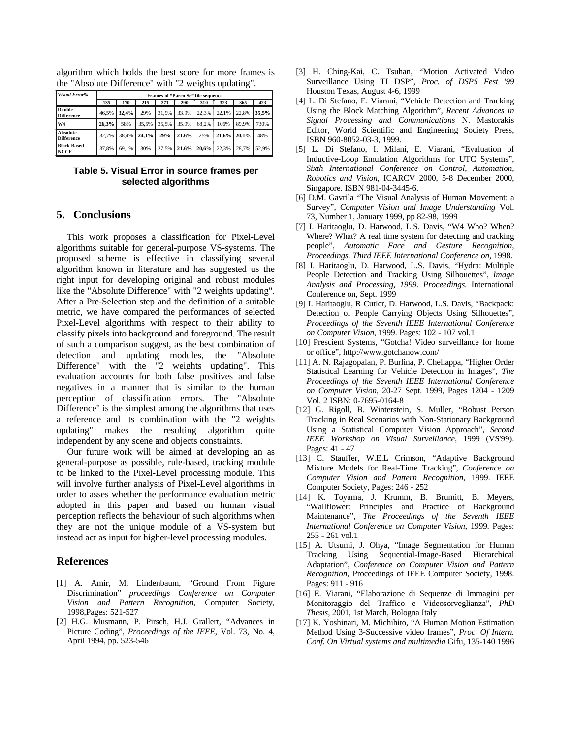algorithm which holds the best score for more frames is the "Absolute Difference" with "2 weights updating".

| *Visual Error%* | Frames of "Parco Sc" file sequence | | | | | | | | |
|---|---|---|---|---|---|---|---|---|---|
| | 135 | 170 | 215 | 271 | 290 | 310 | 323 | 365 | 423 |
| **Double Difference** | 46,5% | **32,4%** | 29% | 31,9% | 33.9% | 22,3% | 22,1% | 22,8% | **35,5%** |
| **W4** | **26,3%** | 58% | 35,5% | 35,5% | 35.9% | 68,2% | 106% | 89,9% | 730% |
| **Absolute Difference** | 32,7% | 38,4% | **24,1%** | **29%** | **21.6%** | 25% | **21,6%** | **20,1%** | 48% |
| **Block Based NCCF** | 37,8% | 69,1% | 30% | 27,5% | **21.6%** | **20,6%** | 22,3% | 28,7% | 52,9% |

**Table 5. Visual Error in source frames per selected algorithms**

## 5. Conclusions

This work proposes a classification for Pixel-Level algorithms suitable for general-purpose VS-systems. The proposed scheme is effective in classifying several algorithm known in literature and has suggested us the right input for developing original and robust modules like the "Absolute Difference" with "2 weights updating". After a Pre-Selection step and the definition of a suitable metric, we have compared the performances of selected Pixel-Level algorithms with respect to their ability to classify pixels into background and foreground. The result of such a comparison suggest, as the best combination of detection and updating modules, the "Absolute Difference" with the "2 weights updating". This evaluation accounts for both false positives and false negatives in a manner that is similar to the human perception of classification errors. The "Absolute Difference" is the simplest among the algorithms that uses a reference and its combination with the "2 weights updating" makes the resulting algorithm quite independent by any scene and objects constraints.

Our future work will be aimed at developing an as general-purpose as possible, rule-based, tracking module to be linked to the Pixel-Level processing module. This will involve further analysis of Pixel-Level algorithms in order to asses whether the performance evaluation metric adopted in this paper and based on human visual perception reflects the behaviour of such algorithms when they are not the unique module of a VS-system but instead act as input for higher-level processing modules.

## References

[1] A. Amir, M. Lindenbaum, "Ground From Figure Discrimination" *proceedings Conference on Computer Vision and Pattern Recognition*, Computer Society, 1998,Pages: 521-527

[2] H.G. Musmann, P. Pirsch, H.J. Grallert, "Advances in Picture Coding", *Proceedings of the IEEE*, Vol. 73, No. 4, April 1994, pp. 523-546

[3] H. Ching-Kai, C. Tsuhan, "Motion Activated Video Surveillance Using TI DSP", *Proc. of DSPS Fest '99* Houston Texas, August 4-6, 1999

[4] L. Di Stefano, E. Viarani, "Vehicle Detection and Tracking Using the Block Matching Algorithm", *Recent Advances in Signal Processing and Communications* N. Mastorakis Editor, World Scientific and Engineering Society Press, ISBN 960-8052-03-3, 1999.

[5] L. Di Stefano, I. Milani, E. Viarani, "Evaluation of Inductive-Loop Emulation Algorithms for UTC Systems", *Sixth International Conference on Control, Automation, Robotics and Vision*, ICARCV 2000, 5-8 December 2000, Singapore. ISBN 981-04-3445-6.

[6] D.M. Gavrila "The Visual Analysis of Human Movement: a Survey", *Computer Vision and Image Understanding* Vol. 73, Number 1, January 1999, pp 82-98, 1999

[7] I. Haritaoglu, D. Harwood, L.S. Davis, "W4 Who? When? Where? What? A real time system for detecting and tracking people", *Automatic Face and Gesture Recognition, Proceedings. Third IEEE International Conference on*, 1998.

[8] I. Haritaoglu, D. Harwood, L.S. Davis, "Hydra: Multiple People Detection and Tracking Using Silhouettes", *Image Analysis and Processing, 1999. Proceedings.* International Conference on, Sept. 1999

[9] I. Haritaoglu, R Cutler, D. Harwood, L.S. Davis, "Backpack: Detection of People Carrying Objects Using Silhouettes", *Proceedings of the Seventh IEEE International Conference on Computer Vision*, 1999. Pages: 102 - 107 vol.1

[10] Prescient Systems, "Gotcha! Video surveillance for home or office", http://www.gotchanow.com/

[11] A. N. Rajagopalan, P. Burlina, P. Chellappa, "Higher Order Statistical Learning for Vehicle Detection in Images", *The Proceedings of the Seventh IEEE International Conference on Computer Vision*, 20-27 Sept. 1999, Pages 1204 - 1209 Vol. 2 ISBN: 0-7695-0164-8

[12] G. Rigoll, B. Winterstein, S. Muller, "Robust Person Tracking in Real Scenarios with Non-Stationary Background Using a Statistical Computer Vision Approach", *Second IEEE Workshop on Visual Surveillance*, 1999 (VS'99). Pages: 41 - 47

[13] C. Stauffer, W.E.L Crimson, "Adaptive Background Mixture Models for Real-Time Tracking", *Conference on Computer Vision and Pattern Recognition*, 1999. IEEE Computer Society, Pages: 246 - 252

[14] K. Toyama, J. Krumm, B. Brumitt, B. Meyers, "Wallflower: Principles and Practice of Background Maintenance", *The Proceedings of the Seventh IEEE International Conference on Computer Vision*, 1999. Pages: 255 - 261 vol.1

[15] A. Utsumi, J. Ohya, "Image Segmentation for Human Tracking Using Sequential-Image-Based Hierarchical Adaptation", *Conference on Computer Vision and Pattern Recognition*, Proceedings of IEEE Computer Society, 1998. Pages: 911 - 916

[16] E. Viarani, "Elaborazione di Sequenze di Immagini per Monitoraggio del Traffico e Videosorveglianza", *PhD Thesis*, 2001, 1st March, Bologna Italy

[17] K. Yoshinari, M. Michihito, "A Human Motion Estimation Method Using 3-Successive video frames", *Proc. Of Intern. Conf. On Virtual systems and multimedia* Gifu, 135-140 1996